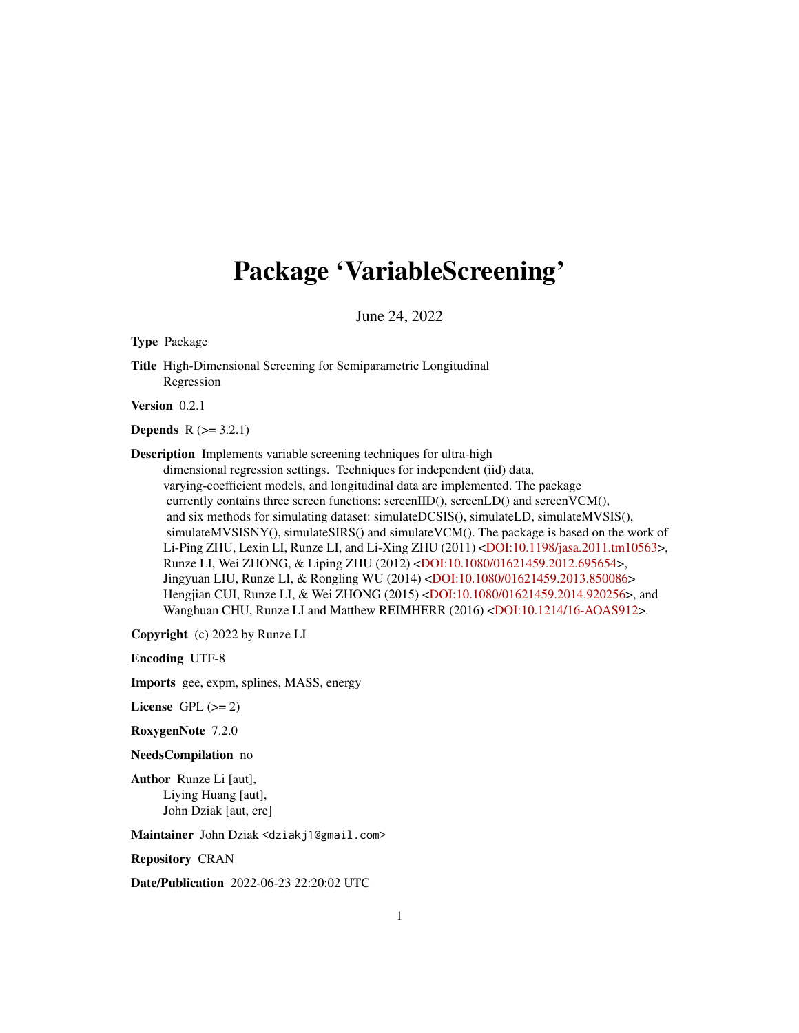# Package 'VariableScreening'

June 24, 2022

**Type** Package

**Title** High-Dimensional Screening for Semiparametric Longitudinal Regression

**Version** 0.2.1

**Depends** R (>= 3.2.1)

**Description** Implements variable screening techniques for ultra-high dimensional regression settings. Techniques for independent (iid) data, varying-coefficient models, and longitudinal data are implemented. The package currently contains three screen functions: screenIID(), screenLD() and screenVCM(), and six methods for simulating dataset: simulateDCSIS(), simulateLD, simulateMVSIS(), simulateMVSISNY(), simulateSIRS() and simulateVCM(). The package is based on the work of Li-Ping ZHU, Lexin LI, Runze LI, and Li-Xing ZHU (2011) <DOI:10.1198/jasa.2011.tm10563>, Runze LI, Wei ZHONG, & Liping ZHU (2012) <DOI:10.1080/01621459.2012.695654>, Jingyuan LIU, Runze LI, & Rongling WU (2014) <DOI:10.1080/01621459.2013.850086> Hengjian CUI, Runze LI, & Wei ZHONG (2015) <DOI:10.1080/01621459.2014.920256>, and Wanghuan CHU, Runze LI and Matthew REIMHERR (2016) <DOI:10.1214/16-AOAS912>.

**Copyright** (c) 2022 by Runze LI

**Encoding** UTF-8

**Imports** gee, expm, splines, MASS, energy

**License** GPL (>= 2)

**RoxygenNote** 7.2.0

**NeedsCompilation** no

**Author** Runze Li [aut],
Liying Huang [aut],
John Dziak [aut, cre]

**Maintainer** John Dziak <dziakj1@gmail.com>

**Repository** CRAN

**Date/Publication** 2022-06-23 22:20:02 UTC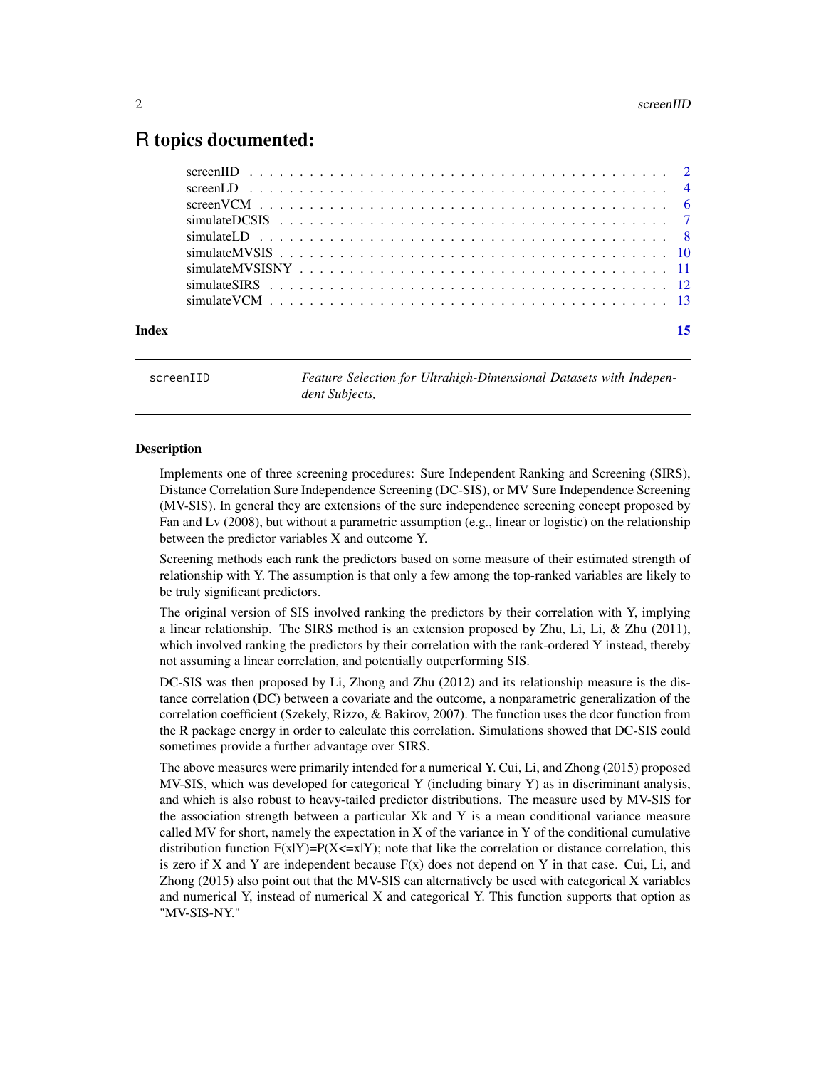# R topics documented:

| | |
|---|---|
| screenIID | 2 |
| screenLD | 4 |
| screenVCM | 6 |
| simulateDCSIS | 7 |
| simulateLD | 8 |
| simulateMVSIS | 10 |
| simulateMVSISNY | 11 |
| simulateSIRS | 12 |
| simulateVCM | 13 |

**Index** 15

---

`screenIID` *Feature Selection for Ultrahigh-Dimensional Datasets with Independent Subjects,*

---

### Description

Implements one of three screening procedures: Sure Independent Ranking and Screening (SIRS), Distance Correlation Sure Independence Screening (DC-SIS), or MV Sure Independence Screening (MV-SIS). In general they are extensions of the sure independence screening concept proposed by Fan and Lv (2008), but without a parametric assumption (e.g., linear or logistic) on the relationship between the predictor variables X and outcome Y.

Screening methods each rank the predictors based on some measure of their estimated strength of relationship with Y. The assumption is that only a few among the top-ranked variables are likely to be truly significant predictors.

The original version of SIS involved ranking the predictors by their correlation with Y, implying a linear relationship. The SIRS method is an extension proposed by Zhu, Li, Li, & Zhu (2011), which involved ranking the predictors by their correlation with the rank-ordered Y instead, thereby not assuming a linear correlation, and potentially outperforming SIS.

DC-SIS was then proposed by Li, Zhong and Zhu (2012) and its relationship measure is the distance correlation (DC) between a covariate and the outcome, a nonparametric generalization of the correlation coefficient (Szekely, Rizzo, & Bakirov, 2007). The function uses the dcor function from the R package energy in order to calculate this correlation. Simulations showed that DC-SIS could sometimes provide a further advantage over SIRS.

The above measures were primarily intended for a numerical Y. Cui, Li, and Zhong (2015) proposed MV-SIS, which was developed for categorical Y (including binary Y) as in discriminant analysis, and which is also robust to heavy-tailed predictor distributions. The measure used by MV-SIS for the association strength between a particular Xk and Y is a mean conditional variance measure called MV for short, namely the expectation in X of the variance in Y of the conditional cumulative distribution function F(x|Y)=P(X<=x|Y); note that like the correlation or distance correlation, this is zero if X and Y are independent because F(x) does not depend on Y in that case. Cui, Li, and Zhong (2015) also point out that the MV-SIS can alternatively be used with categorical X variables and numerical Y, instead of numerical X and categorical Y. This function supports that option as "MV-SIS-NY."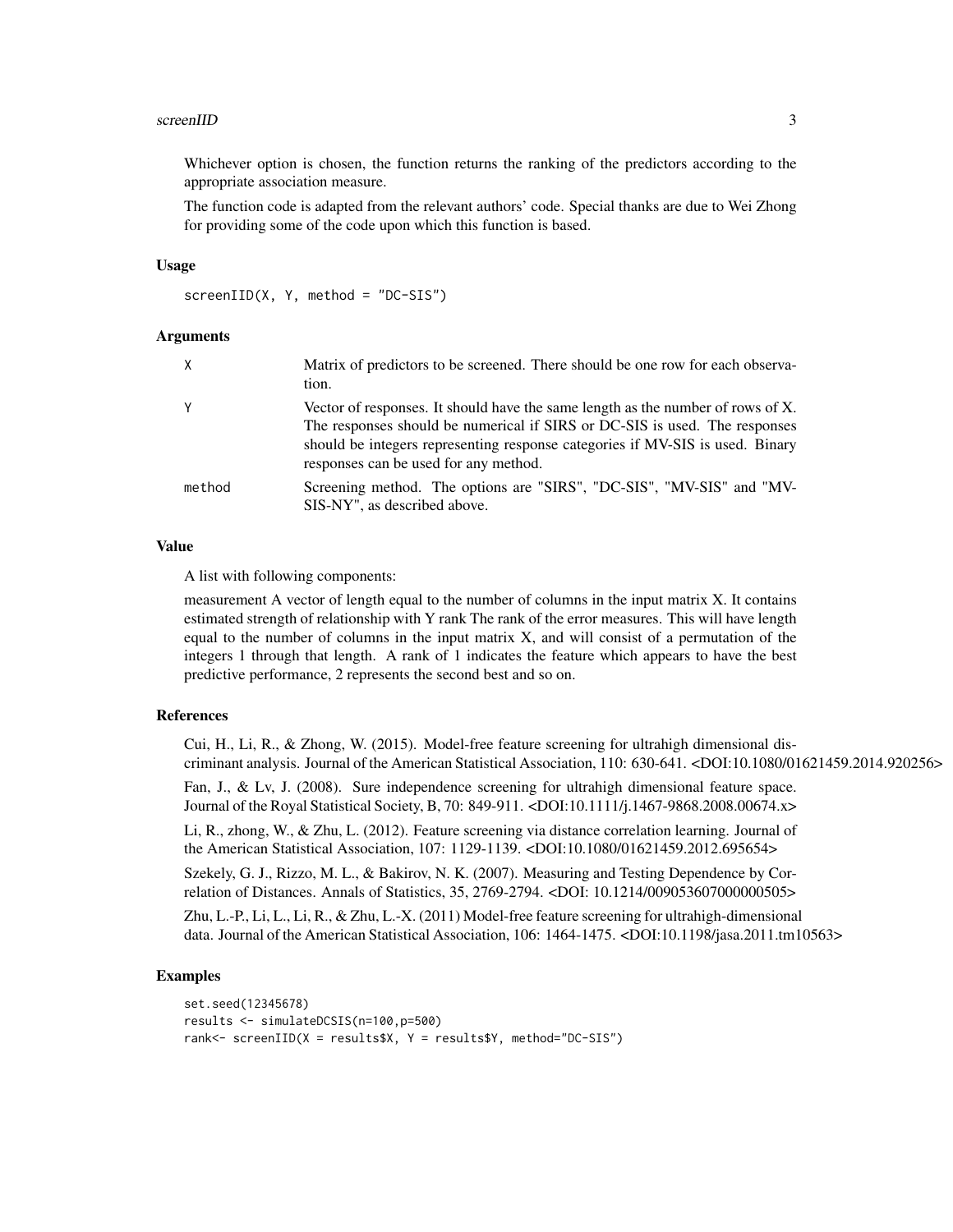Whichever option is chosen, the function returns the ranking of the predictors according to the appropriate association measure.

The function code is adapted from the relevant authors' code. Special thanks are due to Wei Zhong for providing some of the code upon which this function is based.

### Usage

```
screenIID(X, Y, method = "DC-SIS")
```

### Arguments

| | |
|---|---|
| X | Matrix of predictors to be screened. There should be one row for each observation. |
| Y | Vector of responses. It should have the same length as the number of rows of X. The responses should be numerical if SIRS or DC-SIS is used. The responses should be integers representing response categories if MV-SIS is used. Binary responses can be used for any method. |
| method | Screening method. The options are "SIRS", "DC-SIS", "MV-SIS" and "MV-SIS-NY", as described above. |

### Value

A list with following components:

measurement A vector of length equal to the number of columns in the input matrix X. It contains estimated strength of relationship with Y rank The rank of the error measures. This will have length equal to the number of columns in the input matrix X, and will consist of a permutation of the integers 1 through that length. A rank of 1 indicates the feature which appears to have the best predictive performance, 2 represents the second best and so on.

### References

Cui, H., Li, R., & Zhong, W. (2015). Model-free feature screening for ultrahigh dimensional discriminant analysis. Journal of the American Statistical Association, 110: 630-641. <DOI:10.1080/01621459.2014.920256>

Fan, J., & Lv, J. (2008). Sure independence screening for ultrahigh dimensional feature space. Journal of the Royal Statistical Society, B, 70: 849-911. <DOI:10.1111/j.1467-9868.2008.00674.x>

Li, R., zhong, W., & Zhu, L. (2012). Feature screening via distance correlation learning. Journal of the American Statistical Association, 107: 1129-1139. <DOI:10.1080/01621459.2012.695654>

Szekely, G. J., Rizzo, M. L., & Bakirov, N. K. (2007). Measuring and Testing Dependence by Correlation of Distances. Annals of Statistics, 35, 2769-2794. <DOI: 10.1214/009053607000000505>

Zhu, L.-P., Li, L., Li, R., & Zhu, L.-X. (2011) Model-free feature screening for ultrahigh-dimensional data. Journal of the American Statistical Association, 106: 1464-1475. <DOI:10.1198/jasa.2011.tm10563>

### Examples

```
set.seed(12345678)
results <- simulateDCSIS(n=100,p=500)
rank<- screenIID(X = results$X, Y = results$Y, method="DC-SIS")
```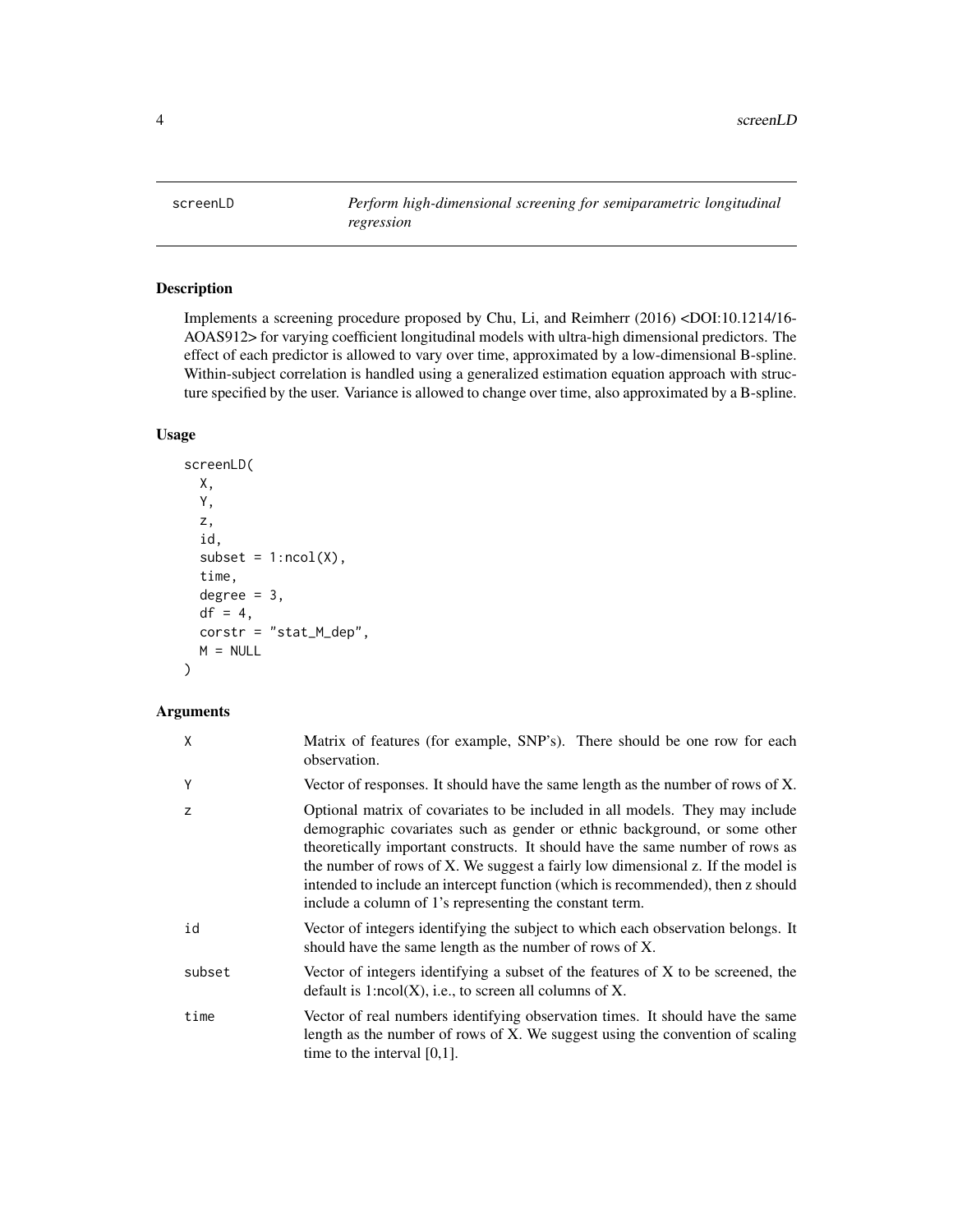# screenLD

*Perform high-dimensional screening for semiparametric longitudinal regression*

## Description

Implements a screening procedure proposed by Chu, Li, and Reimherr (2016) <DOI:10.1214/16-AOAS912> for varying coefficient longitudinal models with ultra-high dimensional predictors. The effect of each predictor is allowed to vary over time, approximated by a low-dimensional B-spline. Within-subject correlation is handled using a generalized estimation equation approach with structure specified by the user. Variance is allowed to change over time, also approximated by a B-spline.

## Usage

```
screenLD(
  X,
  Y,
  z,
  id,
  subset = 1:ncol(X),
  time,
  degree = 3,
  df = 4,
  corstr = "stat_M_dep",
  M = NULL
)
```

## Arguments

| | |
|---|---|
| X | Matrix of features (for example, SNP's). There should be one row for each observation. |
| Y | Vector of responses. It should have the same length as the number of rows of X. |
| z | Optional matrix of covariates to be included in all models. They may include demographic covariates such as gender or ethnic background, or some other theoretically important constructs. It should have the same number of rows as the number of rows of X. We suggest a fairly low dimensional z. If the model is intended to include an intercept function (which is recommended), then z should include a column of 1's representing the constant term. |
| id | Vector of integers identifying the subject to which each observation belongs. It should have the same length as the number of rows of X. |
| subset | Vector of integers identifying a subset of the features of X to be screened, the default is 1:ncol(X), i.e., to screen all columns of X. |
| time | Vector of real numbers identifying observation times. It should have the same length as the number of rows of X. We suggest using the convention of scaling time to the interval [0,1]. |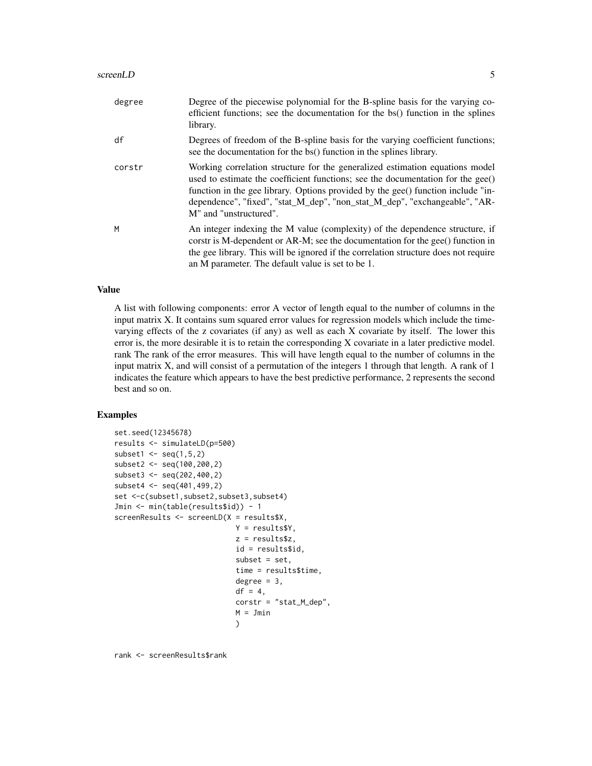| | |
|---|---|
| degree | Degree of the piecewise polynomial for the B-spline basis for the varying coefficient functions; see the documentation for the bs() function in the splines library. |
| df | Degrees of freedom of the B-spline basis for the varying coefficient functions; see the documentation for the bs() function in the splines library. |
| corstr | Working correlation structure for the generalized estimation equations model used to estimate the coefficient functions; see the documentation for the gee() function in the gee library. Options provided by the gee() function include "independence", "fixed", "stat_M_dep", "non_stat_M_dep", "exchangeable", "AR-M" and "unstructured". |
| M | An integer indexing the M value (complexity) of the dependence structure, if corstr is M-dependent or AR-M; see the documentation for the gee() function in the gee library. This will be ignored if the correlation structure does not require an M parameter. The default value is set to be 1. |

## Value

A list with following components: error A vector of length equal to the number of columns in the input matrix X. It contains sum squared error values for regression models which include the time-varying effects of the z covariates (if any) as well as each X covariate by itself. The lower this error is, the more desirable it is to retain the corresponding X covariate in a later predictive model. rank The rank of the error measures. This will have length equal to the number of columns in the input matrix X, and will consist of a permutation of the integers 1 through that length. A rank of 1 indicates the feature which appears to have the best predictive performance, 2 represents the second best and so on.

## Examples

```
set.seed(12345678)
results <- simulateLD(p=500)
subset1 <- seq(1,5,2)
subset2 <- seq(100,200,2)
subset3 <- seq(202,400,2)
subset4 <- seq(401,499,2)
set <-c(subset1,subset2,subset3,subset4)
Jmin <- min(table(results$id)) - 1
screenResults <- screenLD(X = results$X,
                          Y = results$Y,
                          z = results$z,
                          id = results$id,
                          subset = set,
                          time = results$time,
                          degree = 3,
                          df = 4,
                          corstr = "stat_M_dep",
                          M = Jmin
                          )


rank <- screenResults$rank
```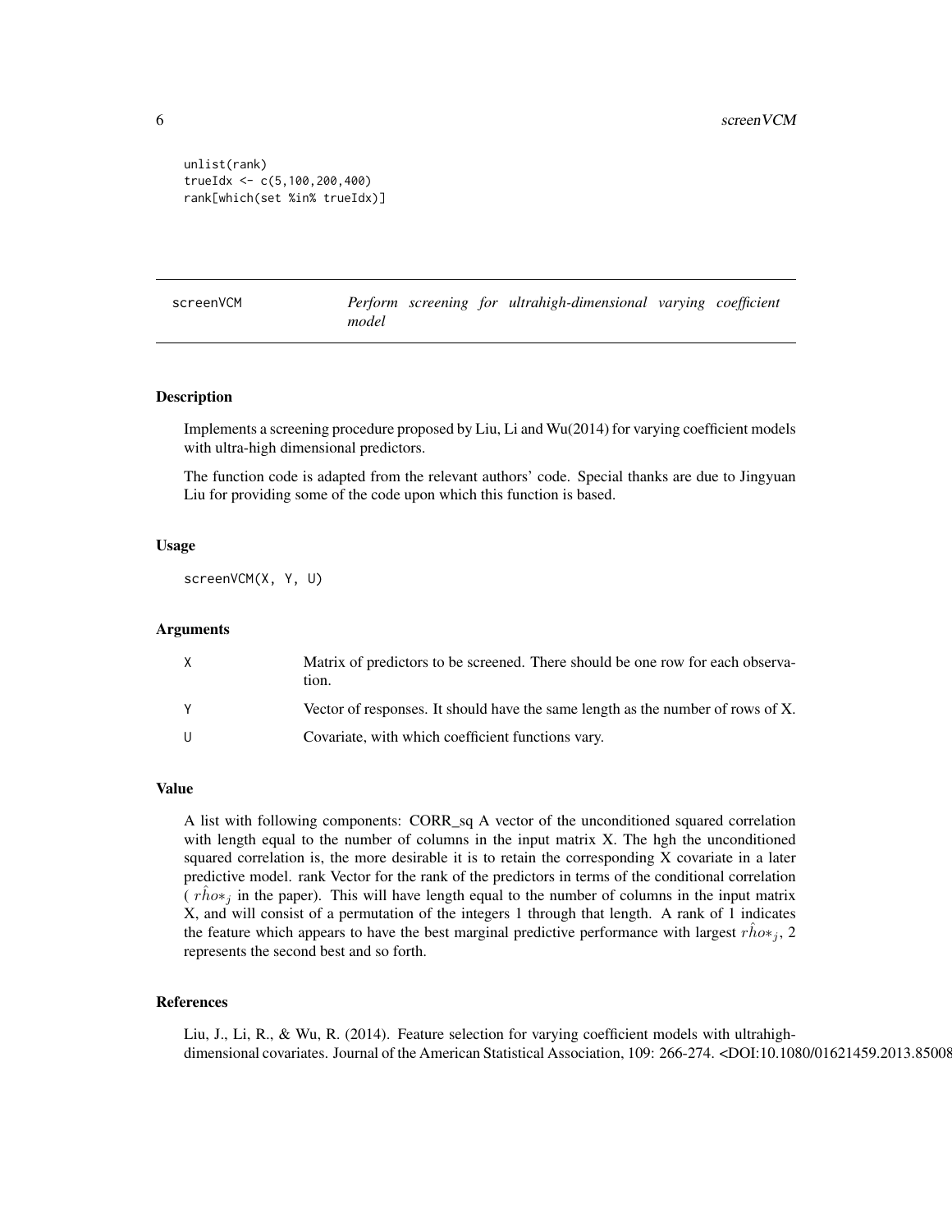```
unlist(rank)
trueIdx <- c(5,100,200,400)
rank[which(set %in% trueIdx)]
```

## screenVCM — *Perform screening for ultrahigh-dimensional varying coefficient model*

### Description

Implements a screening procedure proposed by Liu, Li and Wu(2014) for varying coefficient models with ultra-high dimensional predictors.

The function code is adapted from the relevant authors' code. Special thanks are due to Jingyuan Liu for providing some of the code upon which this function is based.

### Usage

```
screenVCM(X, Y, U)
```

### Arguments

| | |
|---|---|
| X | Matrix of predictors to be screened. There should be one row for each observation. |
| Y | Vector of responses. It should have the same length as the number of rows of X. |
| U | Covariate, with which coefficient functions vary. |

### Value

A list with following components: CORR_sq A vector of the unconditioned squared correlation with length equal to the number of columns in the input matrix X. The hgh the unconditioned squared correlation is, the more desirable it is to retain the corresponding X covariate in a later predictive model. rank Vector for the rank of the predictors in terms of the conditional correlation ( $r\hat{h}o*_j$ in the paper). This will have length equal to the number of columns in the input matrix X, and will consist of a permutation of the integers 1 through that length. A rank of 1 indicates the feature which appears to have the best marginal predictive performance with largest $r\hat{h}o*_j$, 2 represents the second best and so forth.

### References

Liu, J., Li, R., & Wu, R. (2014). Feature selection for varying coefficient models with ultrahigh-dimensional covariates. Journal of the American Statistical Association, 109: 266-274. <DOI:10.1080/01621459.2013.85008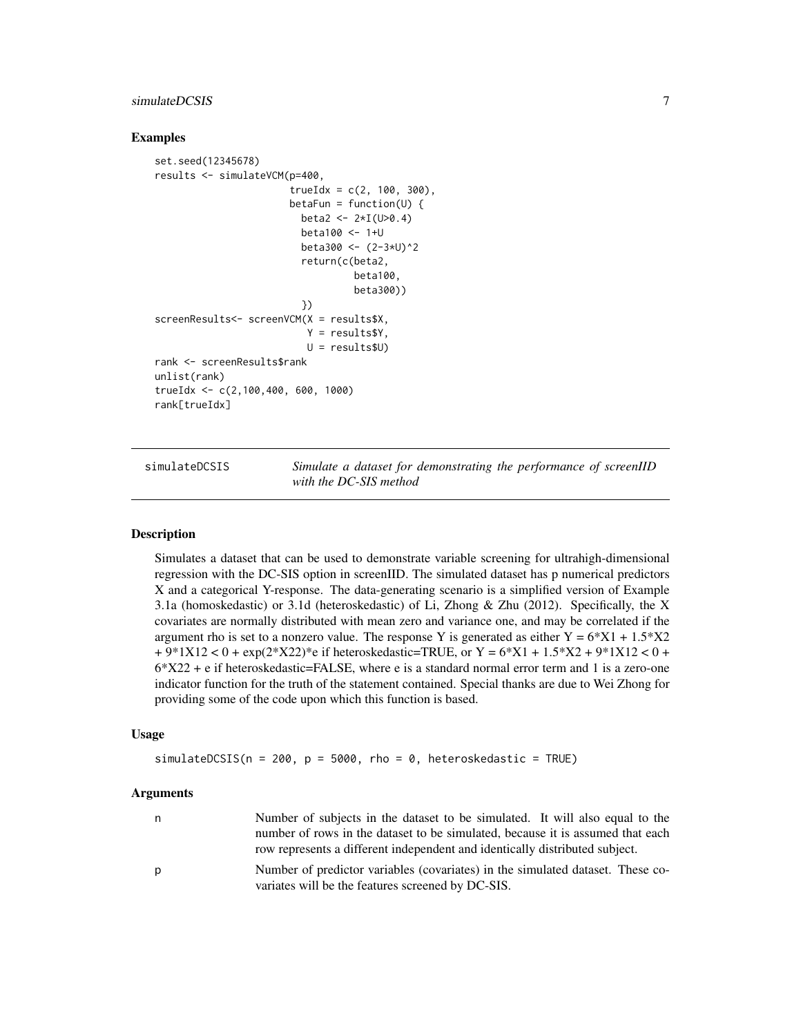## Examples

```
set.seed(12345678)
results <- simulateVCM(p=400,
                        trueIdx = c(2, 100, 300),
                        betaFun = function(U) {
                          beta2 <- 2*I(U>0.4)
                          beta100 <- 1+U
                          beta300 <- (2-3*U)^2
                          return(c(beta2,
                                   beta100,
                                   beta300))
                        })
screenResults<- screenVCM(X = results$X,
                           Y = results$Y,
                           U = results$U)
rank <- screenResults$rank
unlist(rank)
trueIdx <- c(2,100,400, 600, 1000)
rank[trueIdx]
```

---

# simulateDCSIS — *Simulate a dataset for demonstrating the performance of screenIID with the DC-SIS method*

## Description

Simulates a dataset that can be used to demonstrate variable screening for ultrahigh-dimensional regression with the DC-SIS option in screenIID. The simulated dataset has p numerical predictors X and a categorical Y-response. The data-generating scenario is a simplified version of Example 3.1a (homoskedastic) or 3.1d (heteroskedastic) of Li, Zhong & Zhu (2012). Specifically, the X covariates are normally distributed with mean zero and variance one, and may be correlated if the argument rho is set to a nonzero value. The response Y is generated as either Y = 6\*X1 + 1.5\*X2 + 9\*1X12 < 0 + exp(2\*X22)\*e if heteroskedastic=TRUE, or Y = 6\*X1 + 1.5\*X2 + 9\*1X12 < 0 + 6\*X22 + e if heteroskedastic=FALSE, where e is a standard normal error term and 1 is a zero-one indicator function for the truth of the statement contained. Special thanks are due to Wei Zhong for providing some of the code upon which this function is based.

## Usage

```
simulateDCSIS(n = 200, p = 5000, rho = 0, heteroskedastic = TRUE)
```

## Arguments

| | |
|---|---|
| n | Number of subjects in the dataset to be simulated. It will also equal to the number of rows in the dataset to be simulated, because it is assumed that each row represents a different independent and identically distributed subject. |
| p | Number of predictor variables (covariates) in the simulated dataset. These covariates will be the features screened by DC-SIS. |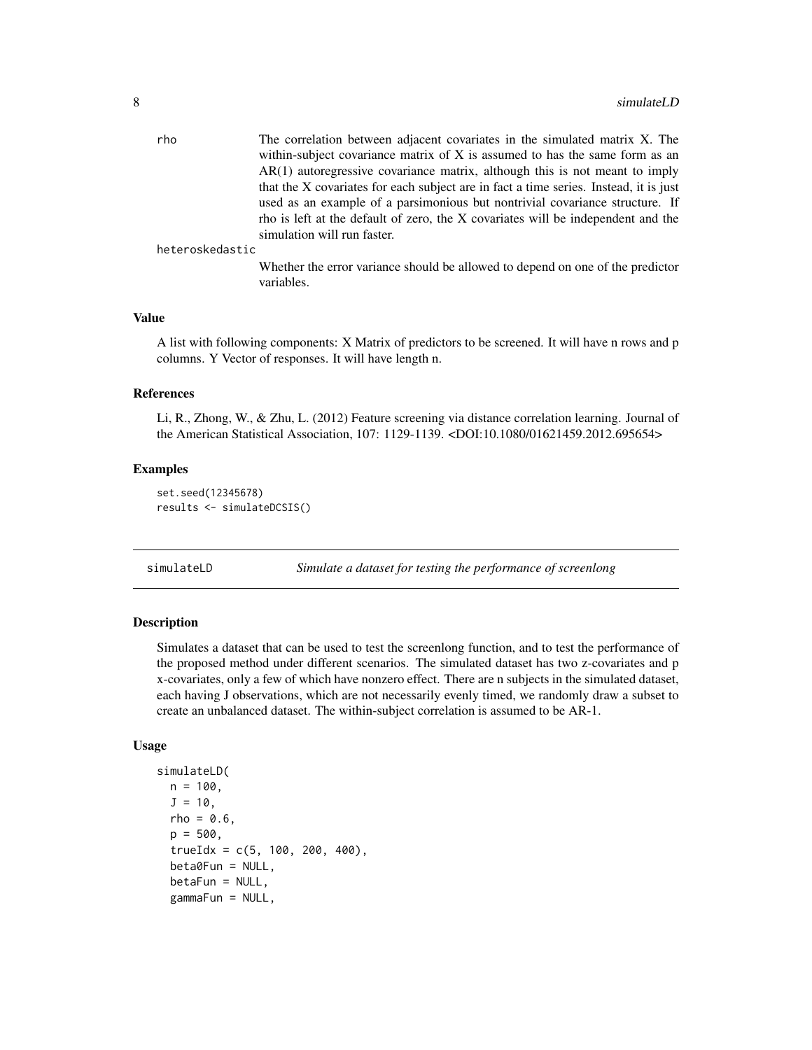rho The correlation between adjacent covariates in the simulated matrix X. The within-subject covariance matrix of X is assumed to has the same form as an AR(1) autoregressive covariance matrix, although this is not meant to imply that the X covariates for each subject are in fact a time series. Instead, it is just used as an example of a parsimonious but nontrivial covariance structure. If rho is left at the default of zero, the X covariates will be independent and the simulation will run faster.

heteroskedastic
Whether the error variance should be allowed to depend on one of the predictor variables.

### Value

A list with following components: X Matrix of predictors to be screened. It will have n rows and p columns. Y Vector of responses. It will have length n.

### References

Li, R., Zhong, W., & Zhu, L. (2012) Feature screening via distance correlation learning. Journal of the American Statistical Association, 107: 1129-1139. <DOI:10.1080/01621459.2012.695654>

### Examples

```
set.seed(12345678)
results <- simulateDCSIS()
```

---

## simulateLD *Simulate a dataset for testing the performance of screenlong*

---

### Description

Simulates a dataset that can be used to test the screenlong function, and to test the performance of the proposed method under different scenarios. The simulated dataset has two z-covariates and p x-covariates, only a few of which have nonzero effect. There are n subjects in the simulated dataset, each having J observations, which are not necessarily evenly timed, we randomly draw a subset to create an unbalanced dataset. The within-subject correlation is assumed to be AR-1.

### Usage

```
simulateLD(
  n = 100,
  J = 10,
  rho = 0.6,
  p = 500,
  trueIdx = c(5, 100, 200, 400),
  beta0Fun = NULL,
  betaFun = NULL,
  gammaFun = NULL,
```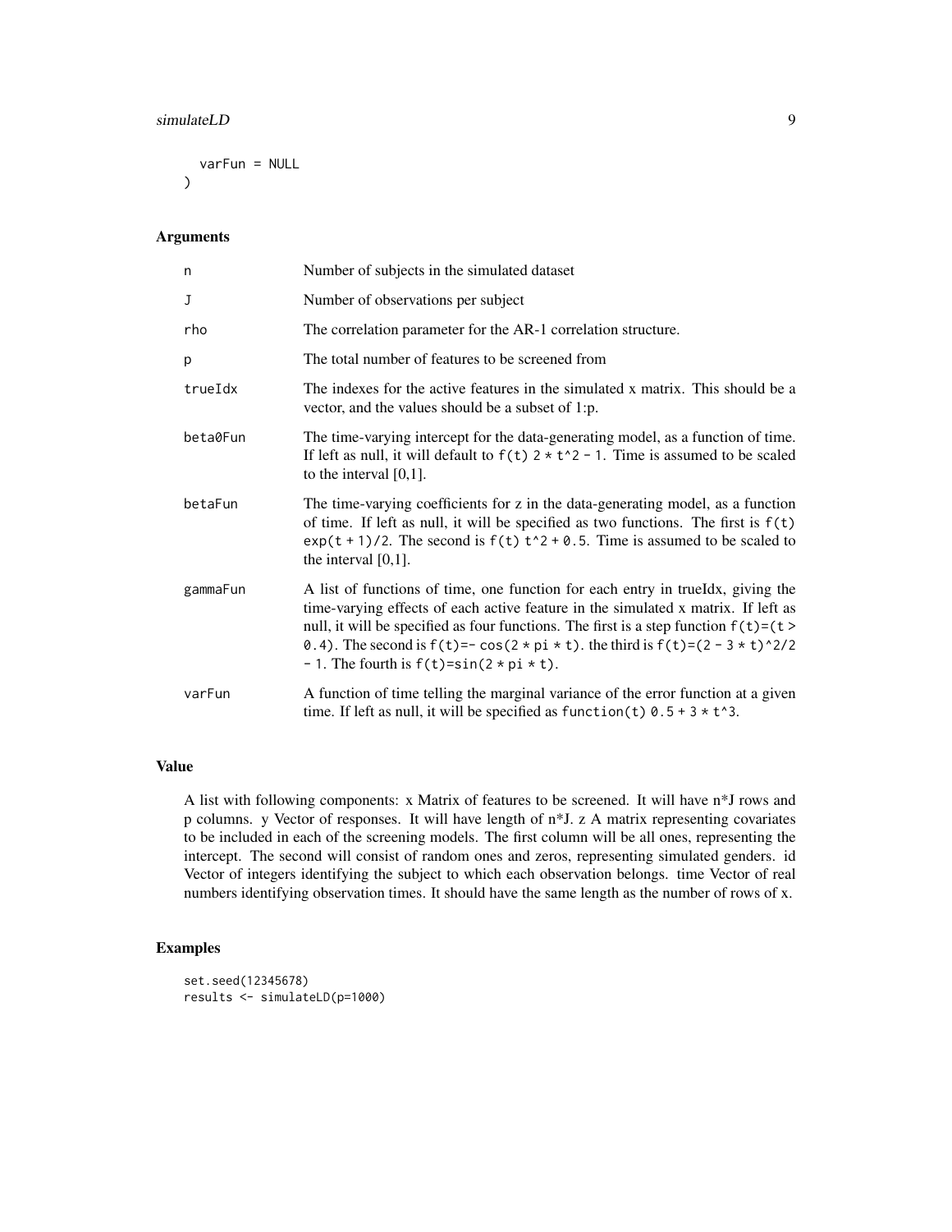```
  varFun = NULL
)
```

### Arguments

| | |
|---|---|
| n | Number of subjects in the simulated dataset |
| J | Number of observations per subject |
| rho | The correlation parameter for the AR-1 correlation structure. |
| p | The total number of features to be screened from |
| trueIdx | The indexes for the active features in the simulated x matrix. This should be a vector, and the values should be a subset of 1:p. |
| beta0Fun | The time-varying intercept for the data-generating model, as a function of time. If left as null, it will default to `f(t) 2 * t^2 - 1`. Time is assumed to be scaled to the interval [0,1]. |
| betaFun | The time-varying coefficients for z in the data-generating model, as a function of time. If left as null, it will be specified as two functions. The first is `f(t) exp(t + 1)/2`. The second is `f(t) t^2 + 0.5`. Time is assumed to be scaled to the interval [0,1]. |
| gammaFun | A list of functions of time, one function for each entry in trueIdx, giving the time-varying effects of each active feature in the simulated x matrix. If left as null, it will be specified as four functions. The first is a step function `f(t)=(t > 0.4)`. The second is `f(t)=- cos(2 * pi * t)`. the third is `f(t)=(2 - 3 * t)^2/2 - 1`. The fourth is `f(t)=sin(2 * pi * t)`. |
| varFun | A function of time telling the marginal variance of the error function at a given time. If left as null, it will be specified as `function(t) 0.5 + 3 * t^3`. |

### Value

A list with following components: x Matrix of features to be screened. It will have n*J rows and p columns. y Vector of responses. It will have length of n*J. z A matrix representing covariates to be included in each of the screening models. The first column will be all ones, representing the intercept. The second will consist of random ones and zeros, representing simulated genders. id Vector of integers identifying the subject to which each observation belongs. time Vector of real numbers identifying observation times. It should have the same length as the number of rows of x.

### Examples

```
set.seed(12345678)
results <- simulateLD(p=1000)
```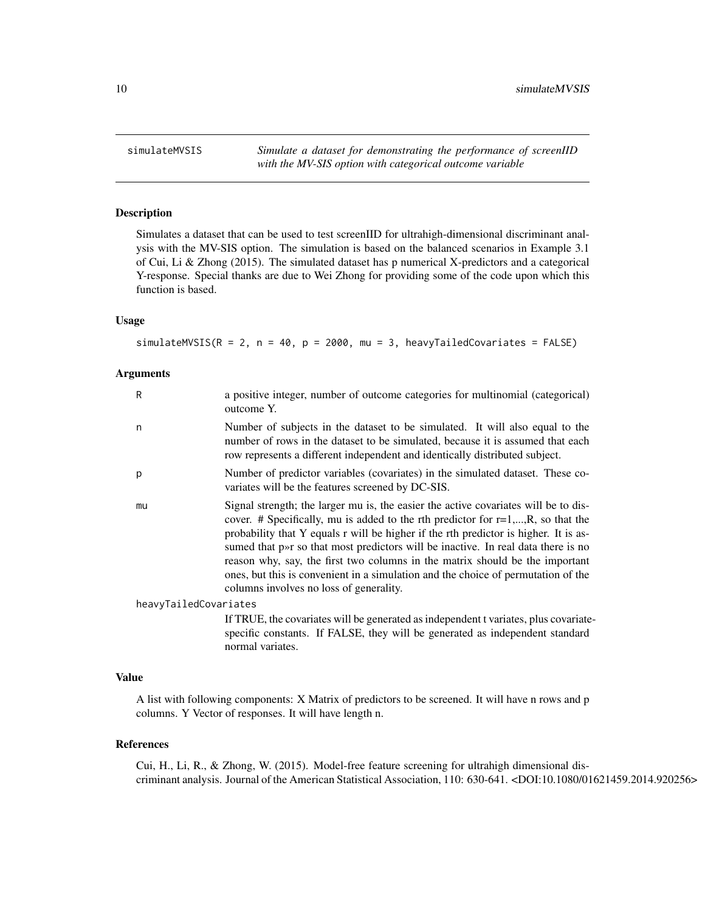# simulateMVSIS

*Simulate a dataset for demonstrating the performance of screenIID with the MV-SIS option with categorical outcome variable*

## Description

Simulates a dataset that can be used to test screenIID for ultrahigh-dimensional discriminant analysis with the MV-SIS option. The simulation is based on the balanced scenarios in Example 3.1 of Cui, Li & Zhong (2015). The simulated dataset has p numerical X-predictors and a categorical Y-response. Special thanks are due to Wei Zhong for providing some of the code upon which this function is based.

## Usage

```
simulateMVSIS(R = 2, n = 40, p = 2000, mu = 3, heavyTailedCovariates = FALSE)
```

## Arguments

| | |
|---|---|
| R | a positive integer, number of outcome categories for multinomial (categorical) outcome Y. |
| n | Number of subjects in the dataset to be simulated. It will also equal to the number of rows in the dataset to be simulated, because it is assumed that each row represents a different independent and identically distributed subject. |
| p | Number of predictor variables (covariates) in the simulated dataset. These covariates will be the features screened by DC-SIS. |
| mu | Signal strength; the larger mu is, the easier the active covariates will be to discover. # Specifically, mu is added to the rth predictor for r=1,...,R, so that the probability that Y equals r will be higher if the rth predictor is higher. It is assumed that p»r so that most predictors will be inactive. In real data there is no reason why, say, the first two columns in the matrix should be the important ones, but this is convenient in a simulation and the choice of permutation of the columns involves no loss of generality. |
| heavyTailedCovariates | If TRUE, the covariates will be generated as independent t variates, plus covariate-specific constants. If FALSE, they will be generated as independent standard normal variates. |

## Value

A list with following components: X Matrix of predictors to be screened. It will have n rows and p columns. Y Vector of responses. It will have length n.

## References

Cui, H., Li, R., & Zhong, W. (2015). Model-free feature screening for ultrahigh dimensional discriminant analysis. Journal of the American Statistical Association, 110: 630-641. <DOI:10.1080/01621459.2014.920256>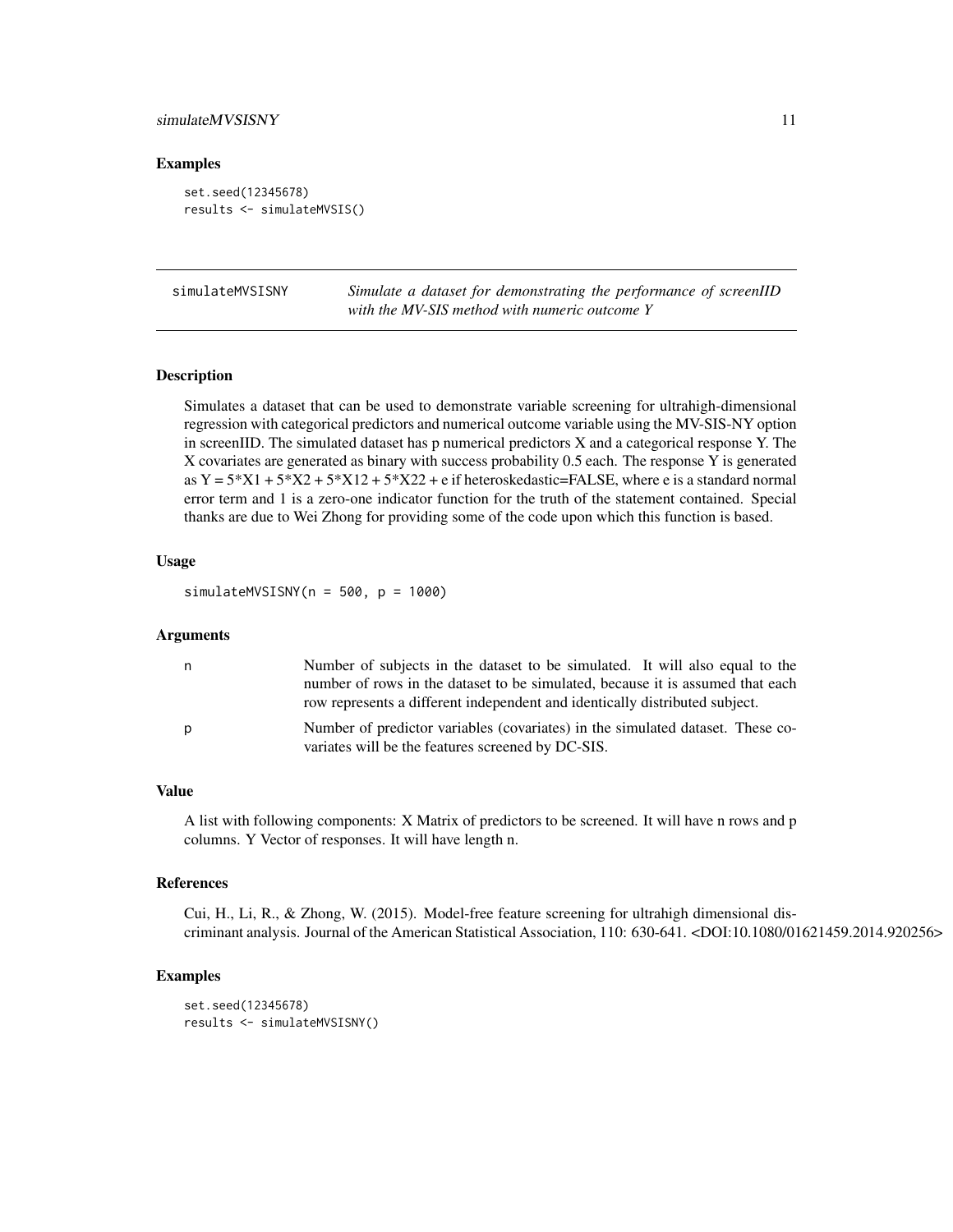## Examples

```
set.seed(12345678)
results <- simulateMVSIS()
```

---

`simulateMVSISNY` *Simulate a dataset for demonstrating the performance of screenIID with the MV-SIS method with numeric outcome Y*

---

### Description

Simulates a dataset that can be used to demonstrate variable screening for ultrahigh-dimensional regression with categorical predictors and numerical outcome variable using the MV-SIS-NY option in screenIID. The simulated dataset has p numerical predictors X and a categorical response Y. The X covariates are generated as binary with success probability 0.5 each. The response Y is generated as $Y = 5*X1 + 5*X2 + 5*X12 + 5*X22 + e$ if heteroskedastic=FALSE, where e is a standard normal error term and 1 is a zero-one indicator function for the truth of the statement contained. Special thanks are due to Wei Zhong for providing some of the code upon which this function is based.

### Usage

```
simulateMVSISNY(n = 500, p = 1000)
```

### Arguments

| | |
|---|---|
| n | Number of subjects in the dataset to be simulated. It will also equal to the number of rows in the dataset to be simulated, because it is assumed that each row represents a different independent and identically distributed subject. |
| p | Number of predictor variables (covariates) in the simulated dataset. These covariates will be the features screened by DC-SIS. |

### Value

A list with following components: X Matrix of predictors to be screened. It will have n rows and p columns. Y Vector of responses. It will have length n.

### References

Cui, H., Li, R., & Zhong, W. (2015). Model-free feature screening for ultrahigh dimensional discriminant analysis. Journal of the American Statistical Association, 110: 630-641. <DOI:10.1080/01621459.2014.920256>

### Examples

```
set.seed(12345678)
results <- simulateMVSISNY()
```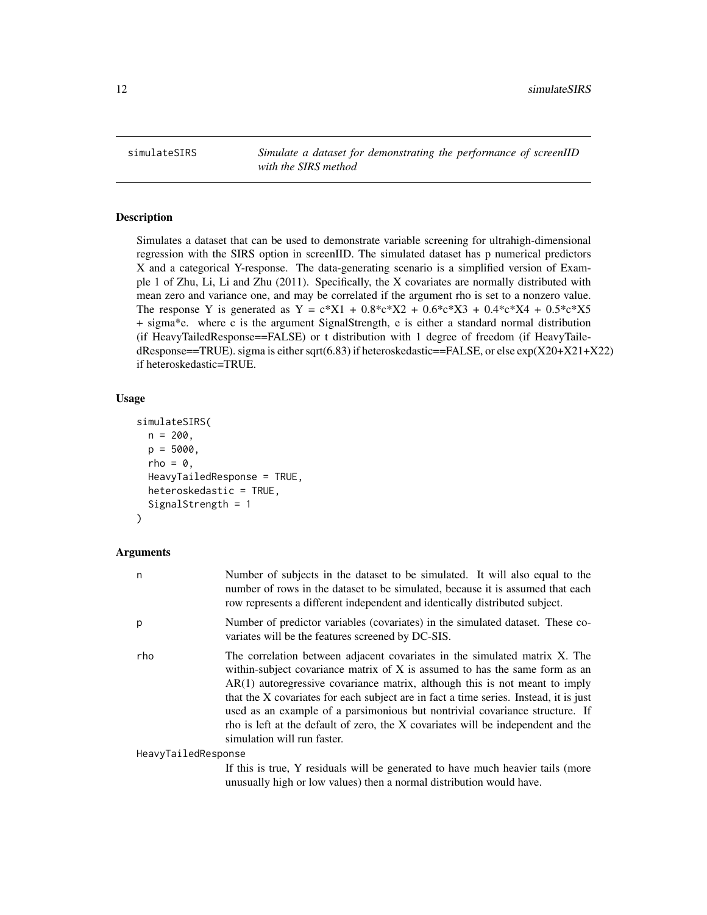simulateSIRS — *Simulate a dataset for demonstrating the performance of screenIID with the SIRS method*

## Description

Simulates a dataset that can be used to demonstrate variable screening for ultrahigh-dimensional regression with the SIRS option in screenIID. The simulated dataset has p numerical predictors X and a categorical Y-response. The data-generating scenario is a simplified version of Example 1 of Zhu, Li, Li and Zhu (2011). Specifically, the X covariates are normally distributed with mean zero and variance one, and may be correlated if the argument rho is set to a nonzero value. The response Y is generated as `Y = c*X1 + 0.8*c*X2 + 0.6*c*X3 + 0.4*c*X4 + 0.5*c*X5 + sigma*e`. where c is the argument SignalStrength, e is either a standard normal distribution (if HeavyTailedResponse==FALSE) or t distribution with 1 degree of freedom (if HeavyTailedResponse==TRUE). sigma is either sqrt(6.83) if heteroskedastic==FALSE, or else exp(X20+X21+X22) if heteroskedastic=TRUE.

## Usage

```
simulateSIRS(
  n = 200,
  p = 5000,
  rho = 0,
  HeavyTailedResponse = TRUE,
  heteroskedastic = TRUE,
  SignalStrength = 1
)
```

## Arguments

- `n` — Number of subjects in the dataset to be simulated. It will also equal to the number of rows in the dataset to be simulated, because it is assumed that each row represents a different independent and identically distributed subject.
- `p` — Number of predictor variables (covariates) in the simulated dataset. These covariates will be the features screened by DC-SIS.
- `rho` — The correlation between adjacent covariates in the simulated matrix X. The within-subject covariance matrix of X is assumed to has the same form as an AR(1) autoregressive covariance matrix, although this is not meant to imply that the X covariates for each subject are in fact a time series. Instead, it is just used as an example of a parsimonious but nontrivial covariance structure. If rho is left at the default of zero, the X covariates will be independent and the simulation will run faster.
- `HeavyTailedResponse` — If this is true, Y residuals will be generated to have much heavier tails (more unusually high or low values) then a normal distribution would have.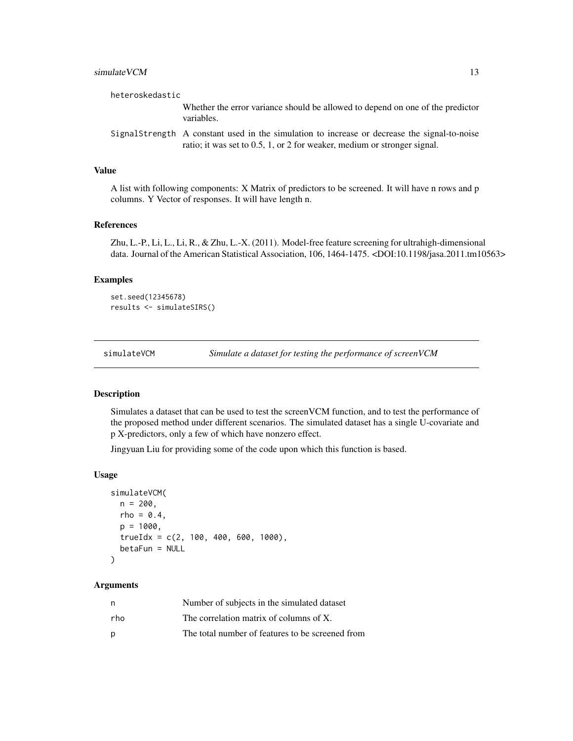heteroskedastic
: Whether the error variance should be allowed to depend on one of the predictor variables.

SignalStrength
: A constant used in the simulation to increase or decrease the signal-to-noise ratio; it was set to 0.5, 1, or 2 for weaker, medium or stronger signal.

### Value

A list with following components: X Matrix of predictors to be screened. It will have n rows and p columns. Y Vector of responses. It will have length n.

### References

Zhu, L.-P., Li, L., Li, R., & Zhu, L.-X. (2011). Model-free feature screening for ultrahigh-dimensional data. Journal of the American Statistical Association, 106, 1464-1475. <DOI:10.1198/jasa.2011.tm10563>

### Examples

```
set.seed(12345678)
results <- simulateSIRS()
```

---

## simulateVCM — *Simulate a dataset for testing the performance of screenVCM*

### Description

Simulates a dataset that can be used to test the screenVCM function, and to test the performance of the proposed method under different scenarios. The simulated dataset has a single U-covariate and p X-predictors, only a few of which have nonzero effect.

Jingyuan Liu for providing some of the code upon which this function is based.

### Usage

```
simulateVCM(
  n = 200,
  rho = 0.4,
  p = 1000,
  trueIdx = c(2, 100, 400, 600, 1000),
  betaFun = NULL
)
```

### Arguments

| | |
|---|---|
| n | Number of subjects in the simulated dataset |
| rho | The correlation matrix of columns of X. |
| p | The total number of features to be screened from |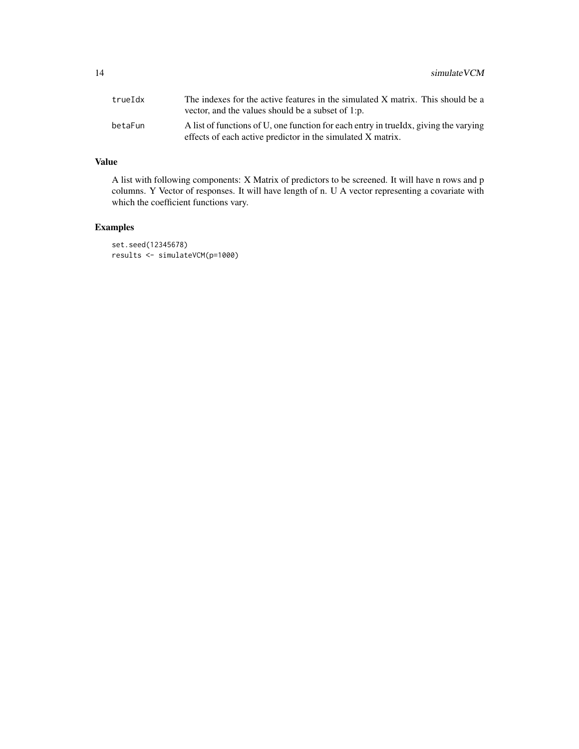| | |
|---|---|
| trueIdx | The indexes for the active features in the simulated X matrix. This should be a vector, and the values should be a subset of 1:p. |
| betaFun | A list of functions of U, one function for each entry in trueIdx, giving the varying effects of each active predictor in the simulated X matrix. |

## Value

A list with following components: X Matrix of predictors to be screened. It will have n rows and p columns. Y Vector of responses. It will have length of n. U A vector representing a covariate with which the coefficient functions vary.

## Examples

```
set.seed(12345678)
results <- simulateVCM(p=1000)
```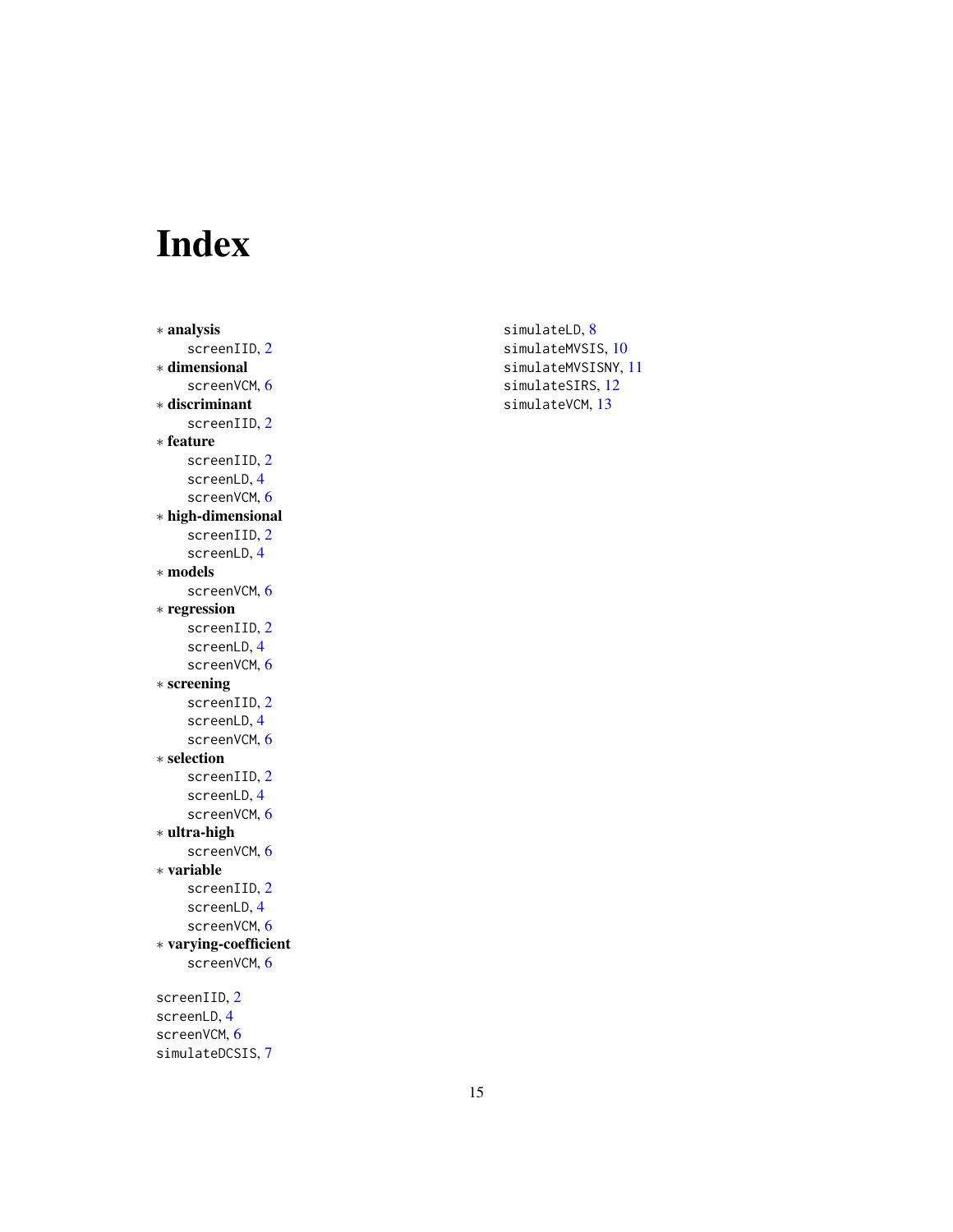# Index

∗ **analysis**
  screenIID, 2

∗ **dimensional**
  screenVCM, 6

∗ **discriminant**
  screenIID, 2

∗ **feature**
  screenIID, 2
  screenLD, 4
  screenVCM, 6

∗ **high-dimensional**
  screenIID, 2
  screenLD, 4

∗ **models**
  screenVCM, 6

∗ **regression**
  screenIID, 2
  screenLD, 4
  screenVCM, 6

∗ **screening**
  screenIID, 2
  screenLD, 4
  screenVCM, 6

∗ **selection**
  screenIID, 2
  screenLD, 4
  screenVCM, 6

∗ **ultra-high**
  screenVCM, 6

∗ **variable**
  screenIID, 2
  screenLD, 4
  screenVCM, 6

∗ **varying-coefficient**
  screenVCM, 6

screenIID, 2
screenLD, 4
screenVCM, 6
simulateDCSIS, 7
simulateLD, 8
simulateMVSIS, 10
simulateMVSISNY, 11
simulateSIRS, 12
simulateVCM, 13